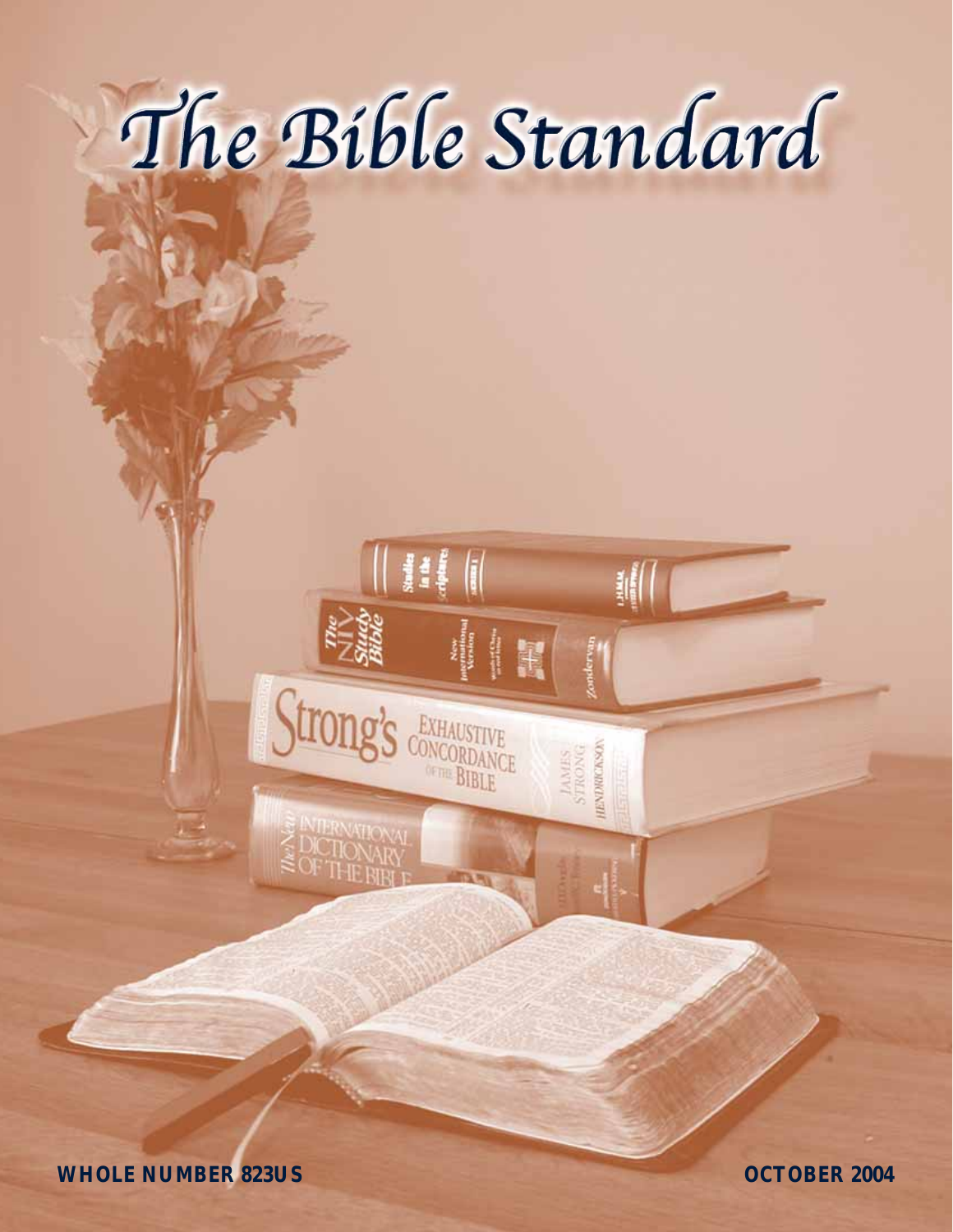# The Bible Standard

**WHOLE NUMBER 823US** **OCTOBER 2004**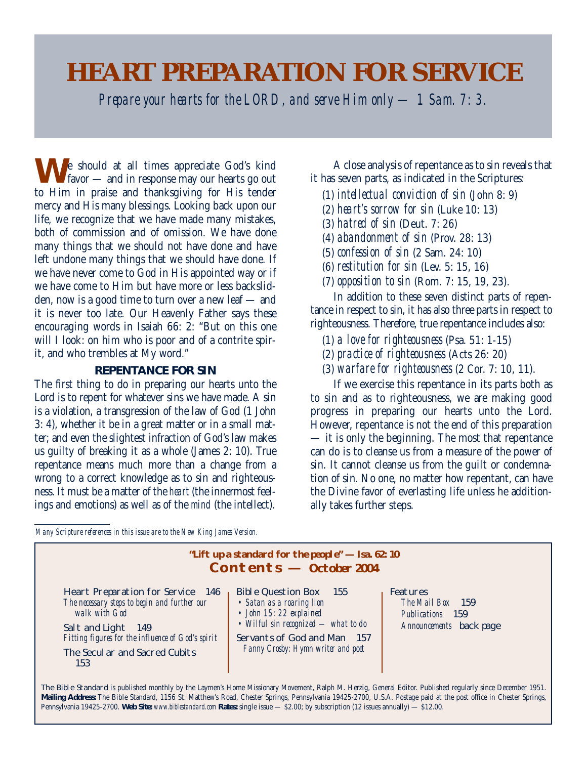# HEART PREPARATION FOR SERVICE

*Prepare your hearts for the LORD, and serve Him only — 1 Sam. 7: 3.*

We should at all times appreciate God's kind favor — and in response may our hearts go out to Him in praise and thanksgiving for His tender mercy and His many blessings. Looking back upon our life, we recognize that we have made many mistakes, both of commission and of omission. We have done many things that we should not have done and have left undone many things that we should have done. If we have never come to God in His appointed way or if we have come to Him but have more or less backslidden, now is a good time to turn over a new leaf — and it is never too late. Our Heavenly Father says these encouraging words in Isaiah 66: 2: "But on this one will I look: on him who is poor and of a contrite spirit, and who trembles at My word."

### REPENTANCE FOR SIN

The first thing to do in preparing our hearts unto the Lord is to repent for whatever sins we have made. A sin is a violation, a transgression of the law of God (1 John 3: 4), whether it be in a great matter or in a small matter; and even the slightest infraction of God's law makes us guilty of breaking it as a whole (James 2: 10). True repentance means much more than a change from a wrong to a correct knowledge as to sin and righteousness. It must be a matter of the *heart* (the innermost feelings and emotions) as well as of the *mind* (the intellect).

A close analysis of repentance as to sin reveals that it has seven parts, as indicated in the Scriptures:

(1) *intellectual conviction of sin* (John 8: 9)
(2) *heart's sorrow for sin* (Luke 10: 13)
(3) *hatred of sin* (Deut. 7: 26)
(4) *abandonment of sin* (Prov. 28: 13)
(5) *confession of sin* (2 Sam. 24: 10)
(6) *restitution for sin* (Lev. 5: 15, 16)
(7) *opposition to sin* (Rom. 7: 15, 19, 23).

In addition to these seven distinct parts of repentance in respect to sin, it has also three parts in respect to righteousness. Therefore, true repentance includes also:

(1) *a love for righteousness* (Psa. 51: 1-15)
(2) *practice of righteousness* (Acts 26: 20)
(3) *warfare for righteousness* (2 Cor. 7: 10, 11).

If we exercise this repentance in its parts both as to sin and as to righteousness, we are making good progress in preparing our hearts unto the Lord. However, repentance is not the end of this preparation — it is only the beginning. The most that repentance can do is to cleanse us from a measure of the power of sin. It cannot cleanse us from the guilt or condemnation of sin. No one, no matter how repentant, can have the Divine favor of everlasting life unless he additionally takes further steps.

*Many Scripture references in this issue are to the New King James Version.*

---

**"Lift up a standard for the people" — Isa. 62: 10**

## Contents — October 2004

Heart Preparation for Service 146
*The necessary steps to begin and further our walk with God*

Salt and Light 149
*Fitting figures for the influence of God's spirit*

The Secular and Sacred Cubits 153

Bible Question Box 155
- *Satan as a roaring lion*
- *John 15: 22 explained*
- *Wilful sin recognized — what to do*

Servants of God and Man 157
*Fanny Crosby: Hymn writer and poet*

Features
*The Mail Box* 159
*Publications* 159
*Announcements* back page

The Bible Standard is published monthly by the Laymen's Home Missionary Movement, Ralph M. Herzig, General Editor. Published regularly since December 1951. **Mailing Address:** The Bible Standard, 1156 St. Matthew's Road, Chester Springs, Pennsylvania 19425-2700, U.S.A. Postage paid at the post office in Chester Springs, Pennsylvania 19425-2700. **Web Site:** *www.biblestandard.com* **Rates:** single issue — $2.00; by subscription (12 issues annually) — $12.00.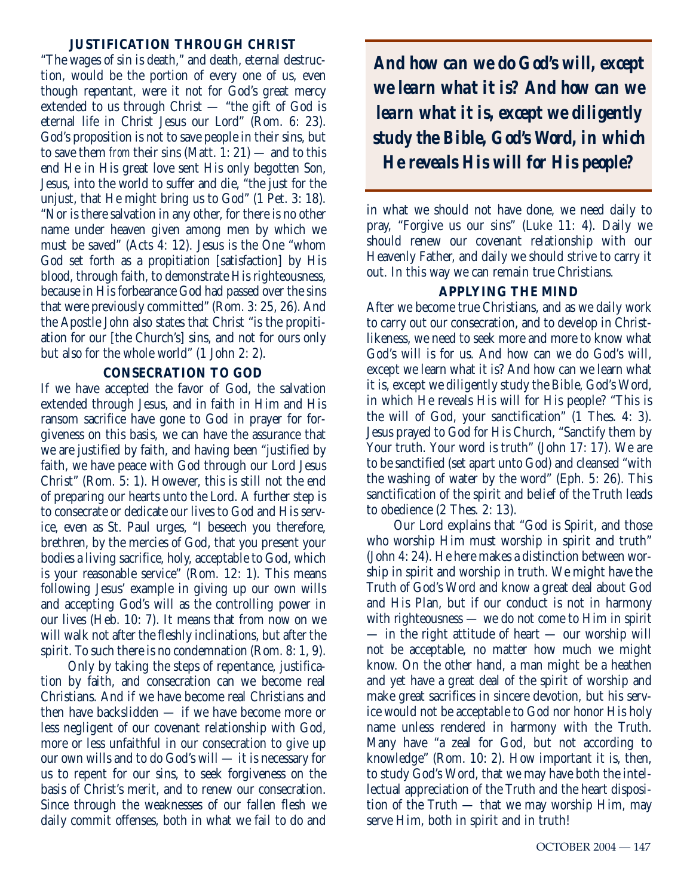### JUSTIFICATION THROUGH CHRIST

"The wages of sin is death," and death, eternal destruction, would be the portion of every one of us, even though repentant, were it not for God's great mercy extended to us through Christ — "the gift of God is eternal life in Christ Jesus our Lord" (Rom. 6: 23). God's proposition is not to save people in their sins, but to save them *from* their sins (Matt. 1: 21) — and to this end He in His great love sent His only begotten Son, Jesus, into the world to suffer and die, "the just for the unjust, that He might bring us to God" (1 Pet. 3: 18). "Nor is there salvation in any other, for there is no other name under heaven given among men by which we must be saved" (Acts 4: 12). Jesus is the One "whom God set forth as a propitiation [satisfaction] by His blood, through faith, to demonstrate His righteousness, because in His forbearance God had passed over the sins that were previously committed" (Rom. 3: 25, 26). And the Apostle John also states that Christ "is the propitiation for our [the Church's] sins, and not for ours only but also for the whole world" (1 John 2: 2).

### CONSECRATION TO GOD

If we have accepted the favor of God, the salvation extended through Jesus, and in faith in Him and His ransom sacrifice have gone to God in prayer for forgiveness on this basis, we can have the assurance that we are justified by faith, and having been "justified by faith, we have peace with God through our Lord Jesus Christ" (Rom. 5: 1). However, this is still not the end of preparing our hearts unto the Lord. A further step is to consecrate or dedicate our lives to God and His service, even as St. Paul urges, "I beseech you therefore, brethren, by the mercies of God, that you present your bodies a living sacrifice, holy, acceptable to God, which is your reasonable service" (Rom. 12: 1). This means following Jesus' example in giving up our own wills and accepting God's will as the controlling power in our lives (Heb. 10: 7). It means that from now on we will walk not after the fleshly inclinations, but after the spirit. To such there is no condemnation (Rom. 8: 1, 9).

Only by taking the steps of repentance, justification by faith, and consecration can we become real Christians. And if we have become real Christians and then have backslidden — if we have become more or less negligent of our covenant relationship with God, more or less unfaithful in our consecration to give up our own wills and to do God's will — it is necessary for us to repent for our sins, to seek forgiveness on the basis of Christ's merit, and to renew our consecration. Since through the weaknesses of our fallen flesh we daily commit offenses, both in what we fail to do and in what we should not have done, we need daily to pray, "Forgive us our sins" (Luke 11: 4). Daily we should renew our covenant relationship with our Heavenly Father, and daily we should strive to carry it out. In this way we can remain true Christians.

> ***And how can we do God's will, except we learn what it is? And how can we learn what it is, except we diligently study the Bible, God's Word, in which He reveals His will for His people?***

### APPLYING THE MIND

After we become true Christians, and as we daily work to carry out our consecration, and to develop in Christlikeness, we need to seek more and more to know what God's will is for us. And how can we do God's will, except we learn what it is? And how can we learn what it is, except we diligently study the Bible, God's Word, in which He reveals His will for His people? "This is the will of God, your sanctification" (1 Thes. 4: 3). Jesus prayed to God for His Church, "Sanctify them by Your truth. Your word is truth" (John 17: 17). We are to be sanctified (set apart unto God) and cleansed "with the washing of water by the word" (Eph. 5: 26). This sanctification of the spirit and belief of the Truth leads to obedience (2 Thes. 2: 13).

Our Lord explains that "God is Spirit, and those who worship Him must worship in spirit and truth" (John 4: 24). He here makes a distinction between worship in spirit and worship in truth. We might have the Truth of God's Word and know a great deal about God and His Plan, but if our conduct is not in harmony with righteousness — we do not come to Him in spirit — in the right attitude of heart — our worship will not be acceptable, no matter how much we might know. On the other hand, a man might be a heathen and yet have a great deal of the spirit of worship and make great sacrifices in sincere devotion, but his service would not be acceptable to God nor honor His holy name unless rendered in harmony with the Truth. Many have "a zeal for God, but not according to knowledge" (Rom. 10: 2). How important it is, then, to study God's Word, that we may have both the intellectual appreciation of the Truth and the heart disposition of the Truth — that we may worship Him, may serve Him, both in spirit and in truth!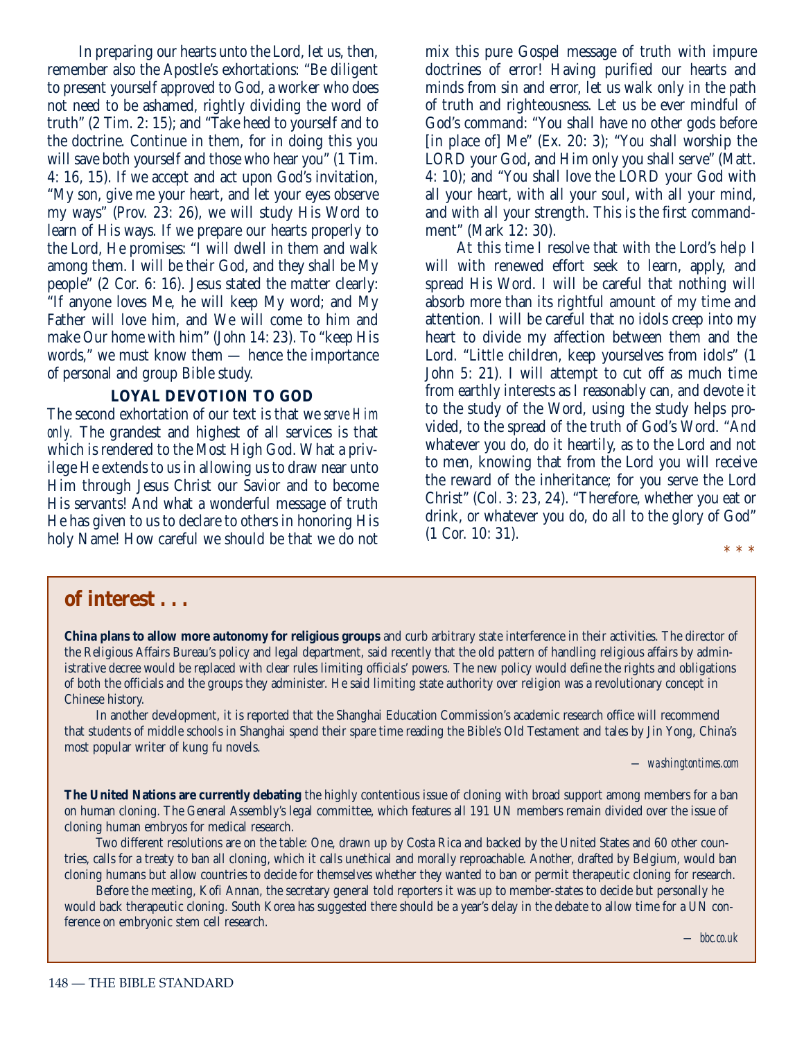In preparing our hearts unto the Lord, let us, then, remember also the Apostle's exhortations: "Be diligent to present yourself approved to God, a worker who does not need to be ashamed, rightly dividing the word of truth" (2 Tim. 2: 15); and "Take heed to yourself and to the doctrine. Continue in them, for in doing this you will save both yourself and those who hear you" (1 Tim. 4: 16, 15). If we accept and act upon God's invitation, "My son, give me your heart, and let your eyes observe my ways" (Prov. 23: 26), we will study His Word to learn of His ways. If we prepare our hearts properly to the Lord, He promises: "I will dwell in them and walk among them. I will be their God, and they shall be My people" (2 Cor. 6: 16). Jesus stated the matter clearly: "If anyone loves Me, he will keep My word; and My Father will love him, and We will come to him and make Our home with him" (John 14: 23). To "keep His words," we must know them — hence the importance of personal and group Bible study.

### LOYAL DEVOTION TO GOD

The second exhortation of our text is that we *serve Him only.* The grandest and highest of all services is that which is rendered to the Most High God. What a privilege He extends to us in allowing us to draw near unto Him through Jesus Christ our Savior and to become His servants! And what a wonderful message of truth He has given to us to declare to others in honoring His holy Name! How careful we should be that we do not mix this pure Gospel message of truth with impure doctrines of error! Having purified our hearts and minds from sin and error, let us walk only in the path of truth and righteousness. Let us be ever mindful of God's command: "You shall have no other gods before [in place of] Me" (Ex. 20: 3); "You shall worship the LORD your God, and Him only you shall serve" (Matt. 4: 10); and "You shall love the LORD your God with all your heart, with all your soul, with all your mind, and with all your strength. This is the first commandment" (Mark 12: 30).

At this time I resolve that with the Lord's help I will with renewed effort seek to learn, apply, and spread His Word. I will be careful that nothing will absorb more than its rightful amount of my time and attention. I will be careful that no idols creep into my heart to divide my affection between them and the Lord. "Little children, keep yourselves from idols" (1 John 5: 21). I will attempt to cut off as much time from earthly interests as I reasonably can, and devote it to the study of the Word, using the study helps provided, to the spread of the truth of God's Word. "And whatever you do, do it heartily, as to the Lord and not to men, knowing that from the Lord you will receive the reward of the inheritance; for you serve the Lord Christ" (Col. 3: 23, 24). "Therefore, whether you eat or drink, or whatever you do, do all to the glory of God" (1 Cor. 10: 31).

\* \* \*

## of interest . . .

**China plans to allow more autonomy for religious groups** and curb arbitrary state interference in their activities. The director of the Religious Affairs Bureau's policy and legal department, said recently that the old pattern of handling religious affairs by administrative decree would be replaced with clear rules limiting officials' powers. The new policy would define the rights and obligations of both the officials and the groups they administer. He said limiting state authority over religion was a revolutionary concept in Chinese history.

In another development, it is reported that the Shanghai Education Commission's academic research office will recommend that students of middle schools in Shanghai spend their spare time reading the Bible's Old Testament and tales by Jin Yong, China's most popular writer of kung fu novels.

— *washingtontimes.com*

**The United Nations are currently debating** the highly contentious issue of cloning with broad support among members for a ban on human cloning. The General Assembly's legal committee, which features all 191 UN members remain divided over the issue of cloning human embryos for medical research.

Two different resolutions are on the table: One, drawn up by Costa Rica and backed by the United States and 60 other countries, calls for a treaty to ban all cloning, which it calls unethical and morally reproachable. Another, drafted by Belgium, would ban cloning humans but allow countries to decide for themselves whether they wanted to ban or permit therapeutic cloning for research.

Before the meeting, Kofi Annan, the secretary general told reporters it was up to member-states to decide but personally he would back therapeutic cloning. South Korea has suggested there should be a year's delay in the debate to allow time for a UN conference on embryonic stem cell research.

— *bbc.co.uk*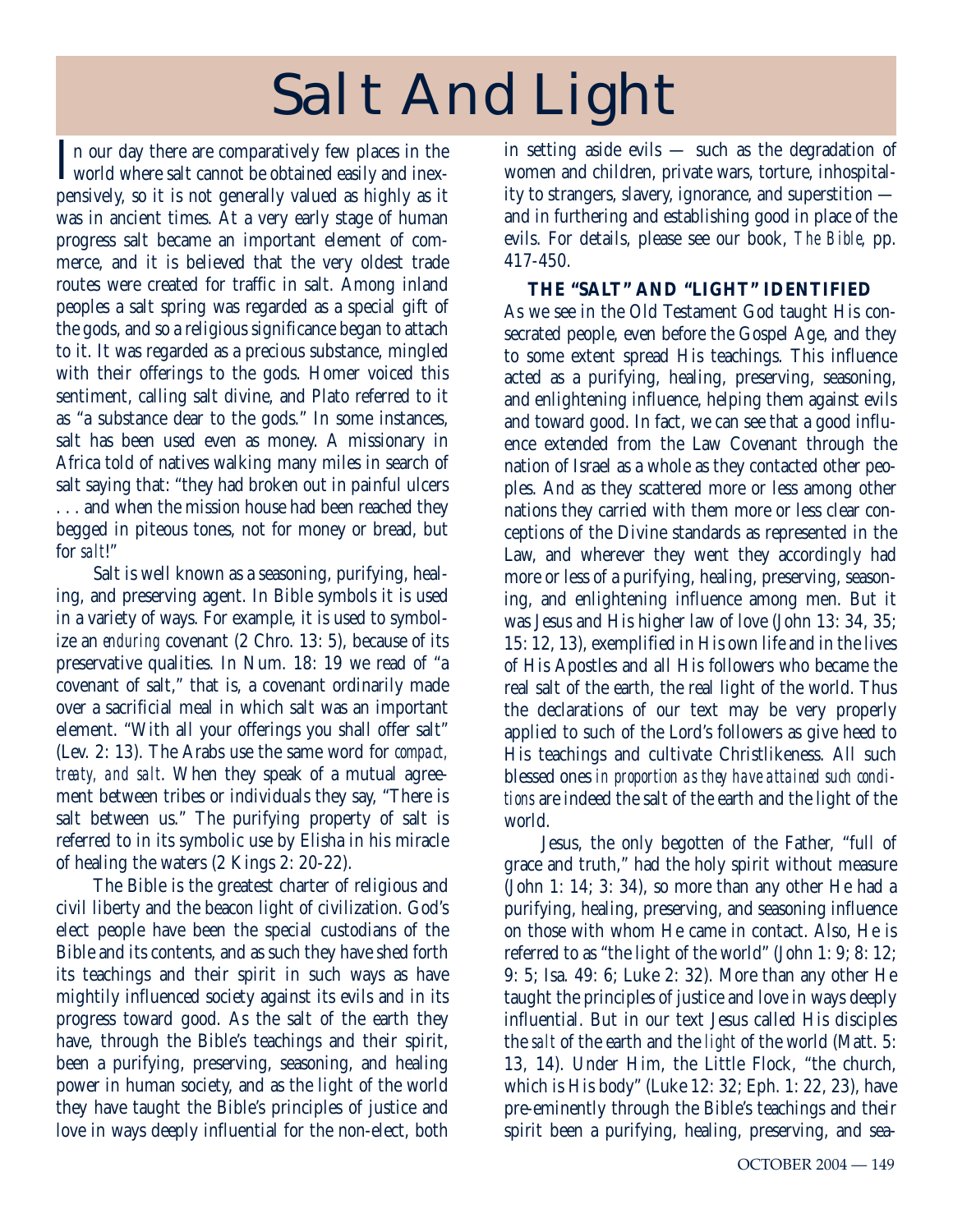# Salt And Light

In our day there are comparatively few places in the world where salt cannot be obtained easily and inexpensively, so it is not generally valued as highly as it was in ancient times. At a very early stage of human progress salt became an important element of commerce, and it is believed that the very oldest trade routes were created for traffic in salt. Among inland peoples a salt spring was regarded as a special gift of the gods, and so a religious significance began to attach to it. It was regarded as a precious substance, mingled with their offerings to the gods. Homer voiced this sentiment, calling salt divine, and Plato referred to it as "a substance dear to the gods." In some instances, salt has been used even as money. A missionary in Africa told of natives walking many miles in search of salt saying that: "they had broken out in painful ulcers . . . and when the mission house had been reached they begged in piteous tones, not for money or bread, but for *salt*!"

Salt is well known as a seasoning, purifying, healing, and preserving agent. In Bible symbols it is used in a variety of ways. For example, it is used to symbolize an *enduring* covenant (2 Chro. 13: 5), because of its preservative qualities. In Num. 18: 19 we read of "a covenant of salt," that is, a covenant ordinarily made over a sacrificial meal in which salt was an important element. "With all your offerings you shall offer salt" (Lev. 2: 13). The Arabs use the same word for *compact, treaty, and salt*. When they speak of a mutual agreement between tribes or individuals they say, "There is salt between us." The purifying property of salt is referred to in its symbolic use by Elisha in his miracle of healing the waters (2 Kings 2: 20-22).

The Bible is the greatest charter of religious and civil liberty and the beacon light of civilization. God's elect people have been the special custodians of the Bible and its contents, and as such they have shed forth its teachings and their spirit in such ways as have mightily influenced society against its evils and in its progress toward good. As the salt of the earth they have, through the Bible's teachings and their spirit, been a purifying, preserving, seasoning, and healing power in human society, and as the light of the world they have taught the Bible's principles of justice and love in ways deeply influential for the non-elect, both in setting aside evils — such as the degradation of women and children, private wars, torture, inhospitality to strangers, slavery, ignorance, and superstition — and in furthering and establishing good in place of the evils. For details, please see our book, *The Bible*, pp. 417-450.

### THE "SALT" AND "LIGHT" IDENTIFIED

As we see in the Old Testament God taught His consecrated people, even before the Gospel Age, and they to some extent spread His teachings. This influence acted as a purifying, healing, preserving, seasoning, and enlightening influence, helping them against evils and toward good. In fact, we can see that a good influence extended from the Law Covenant through the nation of Israel as a whole as they contacted other peoples. And as they scattered more or less among other nations they carried with them more or less clear conceptions of the Divine standards as represented in the Law, and wherever they went they accordingly had more or less of a purifying, healing, preserving, seasoning, and enlightening influence among men. But it was Jesus and His higher law of love (John 13: 34, 35; 15: 12, 13), exemplified in His own life and in the lives of His Apostles and all His followers who became the real salt of the earth, the real light of the world. Thus the declarations of our text may be very properly applied to such of the Lord's followers as give heed to His teachings and cultivate Christlikeness. All such blessed ones *in proportion as they have attained such conditions* are indeed the salt of the earth and the light of the world.

Jesus, the only begotten of the Father, "full of grace and truth," had the holy spirit without measure (John 1: 14; 3: 34), so more than any other He had a purifying, healing, preserving, and seasoning influence on those with whom He came in contact. Also, He is referred to as "the light of the world" (John 1: 9; 8: 12; 9: 5; Isa. 49: 6; Luke 2: 32). More than any other He taught the principles of justice and love in ways deeply influential. But in our text Jesus called His disciples the *salt* of the earth and the *light* of the world (Matt. 5: 13, 14). Under Him, the Little Flock, "the church, which is His body" (Luke 12: 32; Eph. 1: 22, 23), have pre-eminently through the Bible's teachings and their spirit been a purifying, healing, preserving, and sea-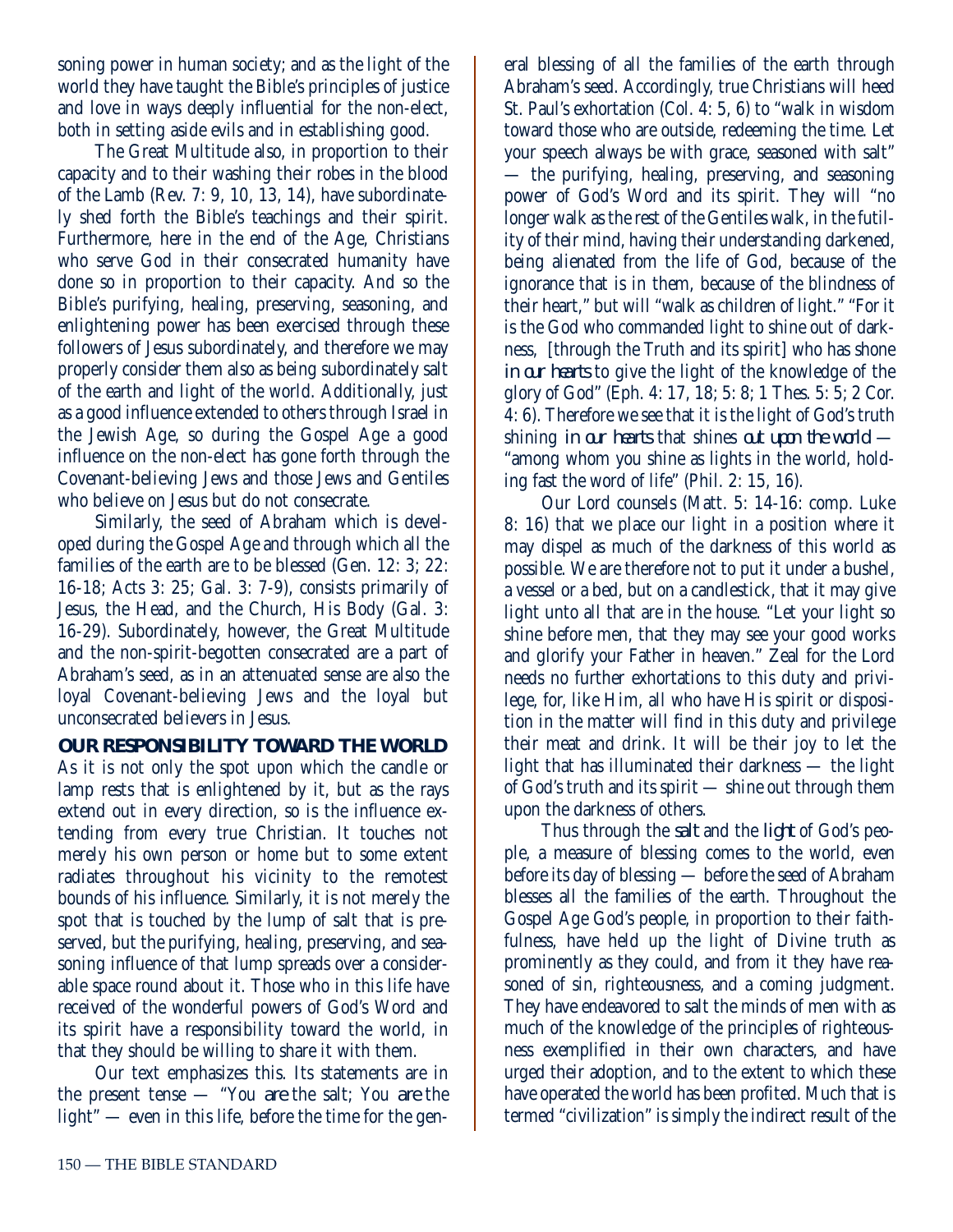soning power in human society; and as the light of the world they have taught the Bible's principles of justice and love in ways deeply influential for the non-elect, both in setting aside evils and in establishing good.

The Great Multitude also, in proportion to their capacity and to their washing their robes in the blood of the Lamb (Rev. 7: 9, 10, 13, 14), have subordinately shed forth the Bible's teachings and their spirit. Furthermore, here in the end of the Age, Christians who serve God in their consecrated humanity have done so in proportion to their capacity. And so the Bible's purifying, healing, preserving, seasoning, and enlightening power has been exercised through these followers of Jesus subordinately, and therefore we may properly consider them also as being subordinately salt of the earth and light of the world. Additionally, just as a good influence extended to others through Israel in the Jewish Age, so during the Gospel Age a good influence on the non-elect has gone forth through the Covenant-believing Jews and those Jews and Gentiles who believe on Jesus but do not consecrate.

Similarly, the seed of Abraham which is developed during the Gospel Age and through which all the families of the earth are to be blessed (Gen. 12: 3; 22: 16-18; Acts 3: 25; Gal. 3: 7-9), consists primarily of Jesus, the Head, and the Church, His Body (Gal. 3: 16-29). Subordinately, however, the Great Multitude and the non-spirit-begotten consecrated are a part of Abraham's seed, as in an attenuated sense are also the loyal Covenant-believing Jews and the loyal but unconsecrated believers in Jesus.

## OUR RESPONSIBILITY TOWARD THE WORLD

As it is not only the spot upon which the candle or lamp rests that is enlightened by it, but as the rays extend out in every direction, so is the influence extending from every true Christian. It touches not merely his own person or home but to some extent radiates throughout his vicinity to the remotest bounds of his influence. Similarly, it is not merely the spot that is touched by the lump of salt that is preserved, but the purifying, healing, preserving, and seasoning influence of that lump spreads over a considerable space round about it. Those who in this life have received of the wonderful powers of God's Word and its spirit have a responsibility toward the world, in that they should be willing to share it with them.

Our text emphasizes this. Its statements are in the present tense — "You *are* the salt; You *are* the light" — even in this life, before the time for the general blessing of all the families of the earth through Abraham's seed. Accordingly, true Christians will heed St. Paul's exhortation (Col. 4: 5, 6) to "walk in wisdom toward those who are outside, redeeming the time. Let your speech always be with grace, seasoned with salt" — the purifying, healing, preserving, and seasoning power of God's Word and its spirit. They will "no longer walk as the rest of the Gentiles walk, in the futility of their mind, having their understanding darkened, being alienated from the life of God, because of the ignorance that is in them, because of the blindness of their heart," but will "walk as children of light." "For it is the God who commanded light to shine out of darkness, [through the Truth and its spirit] who has shone *in our hearts* to give the light of the knowledge of the glory of God" (Eph. 4: 17, 18; 5: 8; 1 Thes. 5: 5; 2 Cor. 4: 6). Therefore we see that it is the light of God's truth shining *in our hearts* that shines *out upon the world* — "among whom you shine as lights in the world, holding fast the word of life" (Phil. 2: 15, 16).

Our Lord counsels (Matt. 5: 14-16: comp. Luke 8: 16) that we place our light in a position where it may dispel as much of the darkness of this world as possible. We are therefore not to put it under a bushel, a vessel or a bed, but on a candlestick, that it may give light unto all that are in the house. "Let your light so shine before men, that they may see your good works and glorify your Father in heaven." Zeal for the Lord needs no further exhortations to this duty and privilege, for, like Him, all who have His spirit or disposition in the matter will find in this duty and privilege their meat and drink. It will be their joy to let the light that has illuminated their darkness — the light of God's truth and its spirit — shine out through them upon the darkness of others.

Thus through the *salt* and the *light* of God's people, a measure of blessing comes to the world, even before its day of blessing — before the seed of Abraham blesses all the families of the earth. Throughout the Gospel Age God's people, in proportion to their faithfulness, have held up the light of Divine truth as prominently as they could, and from it they have reasoned of sin, righteousness, and a coming judgment. They have endeavored to salt the minds of men with as much of the knowledge of the principles of righteousness exemplified in their own characters, and have urged their adoption, and to the extent to which these have operated the world has been profited. Much that is termed "civilization" is simply the indirect result of the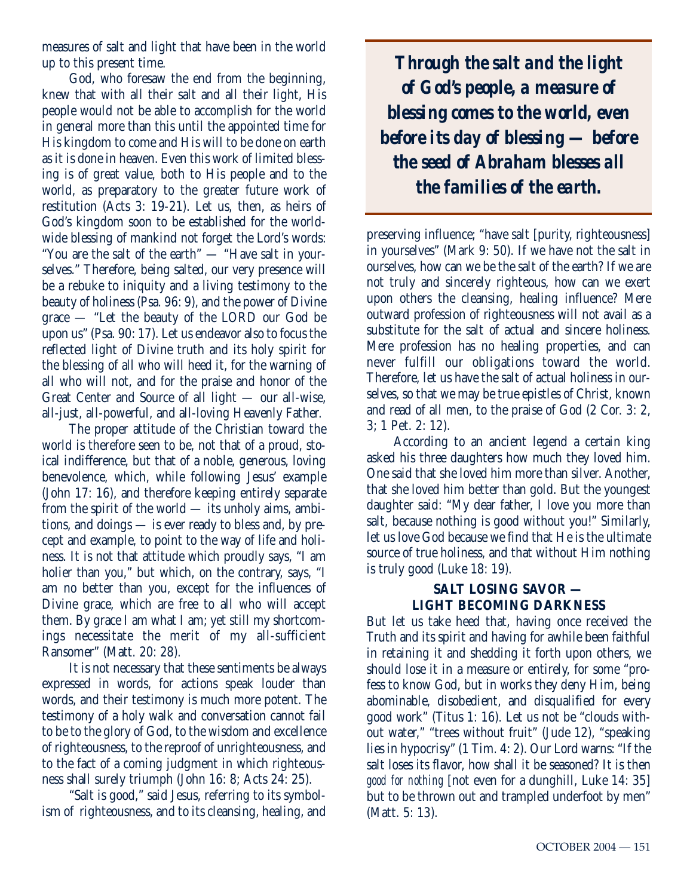measures of salt and light that have been in the world up to this present time.

God, who foresaw the end from the beginning, knew that with all their salt and all their light, His people would not be able to accomplish for the world in general more than this until the appointed time for His kingdom to come and His will to be done on earth as it is done in heaven. Even this work of limited blessing is of great value, both to His people and to the world, as preparatory to the greater future work of restitution (Acts 3: 19-21). Let us, then, as heirs of God's kingdom soon to be established for the worldwide blessing of mankind not forget the Lord's words: "You are the salt of the earth" — "Have salt in yourselves." Therefore, being salted, our very presence will be a rebuke to iniquity and a living testimony to the beauty of holiness (Psa. 96: 9), and the power of Divine grace — "Let the beauty of the LORD our God be upon us" (Psa. 90: 17). Let us endeavor also to focus the reflected light of Divine truth and its holy spirit for the blessing of all who will heed it, for the warning of all who will not, and for the praise and honor of the Great Center and Source of all light — our all-wise, all-just, all-powerful, and all-loving Heavenly Father.

The proper attitude of the Christian toward the world is therefore seen to be, not that of a proud, stoical indifference, but that of a noble, generous, loving benevolence, which, while following Jesus' example (John 17: 16), and therefore keeping entirely separate from the spirit of the world — its unholy aims, ambitions, and doings — is ever ready to bless and, by precept and example, to point to the way of life and holiness. It is not that attitude which proudly says, "I am holier than you," but which, on the contrary, says, "I am no better than you, except for the influences of Divine grace, which are free to all who will accept them. By grace I am what I am; yet still my shortcomings necessitate the merit of my all-sufficient Ransomer" (Matt. 20: 28).

It is not necessary that these sentiments be always expressed in words, for actions speak louder than words, and their testimony is much more potent. The testimony of a holy walk and conversation cannot fail to be to the glory of God, to the wisdom and excellence of righteousness, to the reproof of unrighteousness, and to the fact of a coming judgment in which righteousness shall surely triumph (John 16: 8; Acts 24: 25).

"Salt is good," said Jesus, referring to its symbolism of righteousness, and to its cleansing, healing, and preserving influence; "have salt [purity, righteousness] in yourselves" (Mark 9: 50). If we have not the salt in ourselves, how can we be the salt of the earth? If we are not truly and sincerely righteous, how can we exert upon others the cleansing, healing influence? Mere outward profession of righteousness will not avail as a substitute for the salt of actual and sincere holiness. Mere profession has no healing properties, and can never fulfill our obligations toward the world. Therefore, let us have the salt of actual holiness in ourselves, so that we may be true epistles of Christ, known and read of all men, to the praise of God (2 Cor. 3: 2, 3; 1 Pet. 2: 12).

> ***Through the salt and the light of God's people, a measure of blessing comes to the world, even before its day of blessing — before the seed of Abraham blesses all the families of the earth.***

According to an ancient legend a certain king asked his three daughters how much they loved him. One said that she loved him more than silver. Another, that she loved him better than gold. But the youngest daughter said: "My dear father, I love you more than salt, because nothing is good without you!" Similarly, let us love God because we find that He is the ultimate source of true holiness, and that without Him nothing is truly good (Luke 18: 19).

### SALT LOSING SAVOR — LIGHT BECOMING DARKNESS

But let us take heed that, having once received the Truth and its spirit and having for awhile been faithful in retaining it and shedding it forth upon others, we should lose it in a measure or entirely, for some "profess to know God, but in works they deny Him, being abominable, disobedient, and disqualified for every good work" (Titus 1: 16). Let us not be "clouds without water," "trees without fruit" (Jude 12), "speaking lies in hypocrisy" (1 Tim. 4: 2). Our Lord warns: "If the salt loses its flavor, how shall it be seasoned? It is then *good for nothing* [not even for a dunghill, Luke 14: 35] but to be thrown out and trampled underfoot by men" (Matt. 5: 13).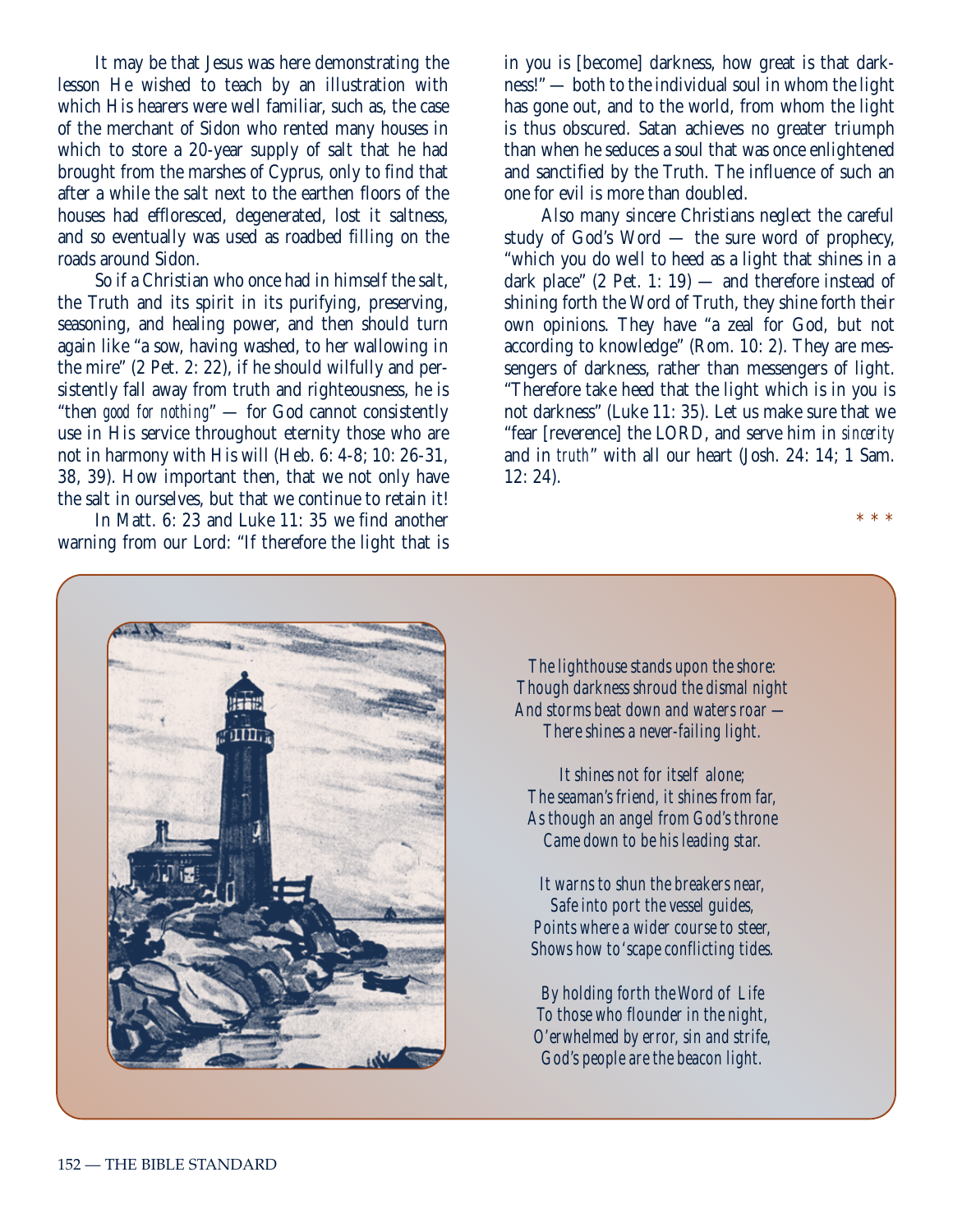It may be that Jesus was here demonstrating the lesson He wished to teach by an illustration with which His hearers were well familiar, such as, the case of the merchant of Sidon who rented many houses in which to store a 20-year supply of salt that he had brought from the marshes of Cyprus, only to find that after a while the salt next to the earthen floors of the houses had effloresced, degenerated, lost it saltness, and so eventually was used as roadbed filling on the roads around Sidon.

So if a Christian who once had in himself the salt, the Truth and its spirit in its purifying, preserving, seasoning, and healing power, and then should turn again like "a sow, having washed, to her wallowing in the mire" (2 Pet. 2: 22), if he should wilfully and persistently fall away from truth and righteousness, he is "then *good for nothing*" — for God cannot consistently use in His service throughout eternity those who are not in harmony with His will (Heb. 6: 4-8; 10: 26-31, 38, 39). How important then, that we not only have the salt in ourselves, but that we continue to retain it!

In Matt. 6: 23 and Luke 11: 35 we find another warning from our Lord: "If therefore the light that is in you is [become] darkness, how great is that darkness!" — both to the individual soul in whom the light has gone out, and to the world, from whom the light is thus obscured. Satan achieves no greater triumph than when he seduces a soul that was once enlightened and sanctified by the Truth. The influence of such an one for evil is more than doubled.

Also many sincere Christians neglect the careful study of God's Word — the sure word of prophecy, "which you do well to heed as a light that shines in a dark place" (2 Pet. 1: 19) — and therefore instead of shining forth the Word of Truth, they shine forth their own opinions. They have "a zeal for God, but not according to knowledge" (Rom. 10: 2). They are messengers of darkness, rather than messengers of light. "Therefore take heed that the light which is in you is not darkness" (Luke 11: 35). Let us make sure that we "fear [reverence] the LORD, and serve him in *sincerity* and in *truth*" with all our heart (Josh. 24: 14; 1 Sam. 12: 24).

\* \* \*

*The lighthouse stands upon the shore:*
*Though darkness shroud the dismal night*
*And storms beat down and waters roar —*
*There shines a never-failing light.*

*It shines not for itself alone;*
*The seaman's friend, it shines from far,*
*As though an angel from God's throne*
*Came down to be his leading star.*

*It warns to shun the breakers near,*
*Safe into port the vessel guides,*
*Points where a wider course to steer,*
*Shows how to 'scape conflicting tides.*

*By holding forth the Word of Life*
*To those who flounder in the night,*
*O'erwhelmed by error, sin and strife,*
*God's people are the beacon light.*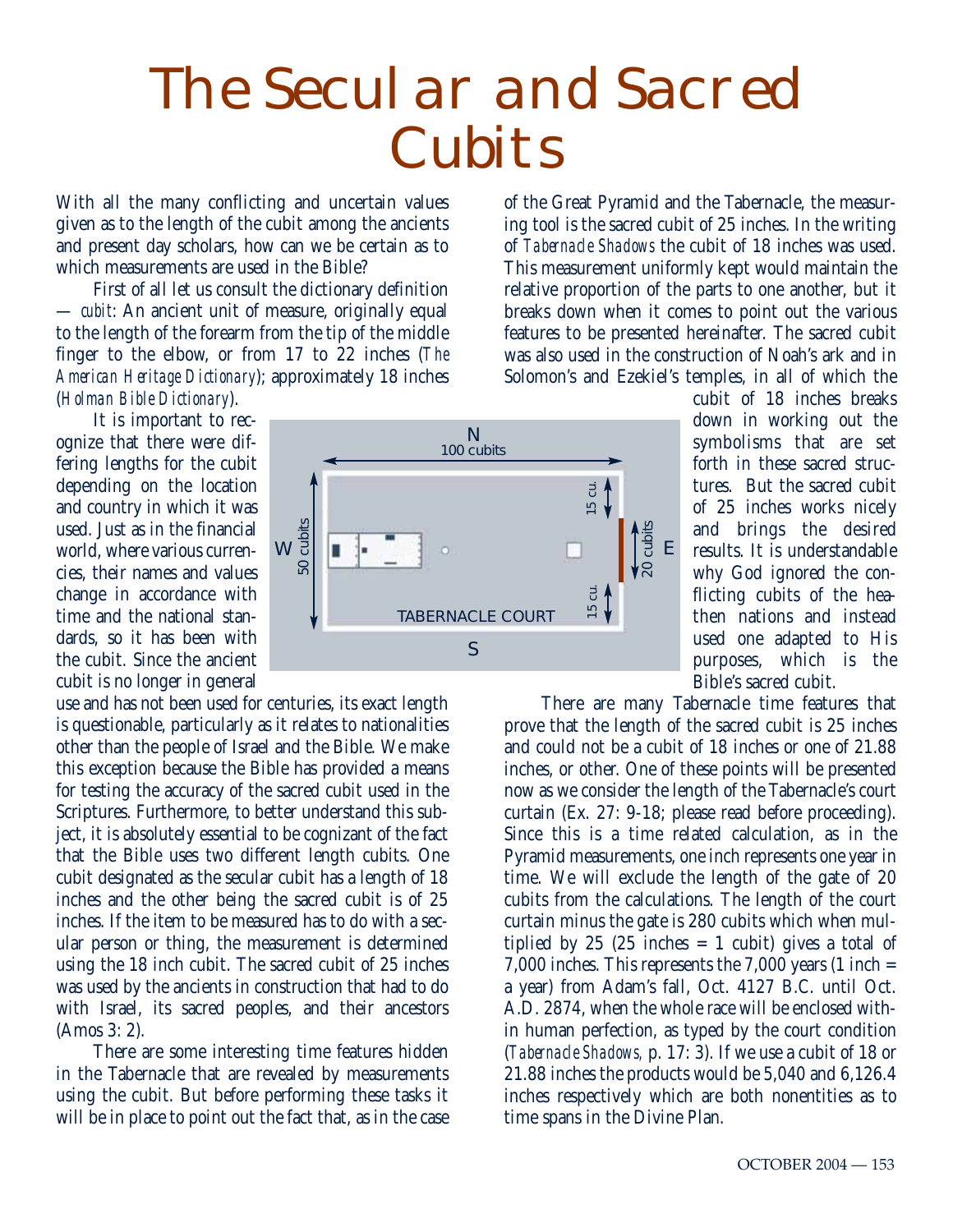# The Secular and Sacred Cubits

With all the many conflicting and uncertain values given as to the length of the cubit among the ancients and present day scholars, how can we be certain as to which measurements are used in the Bible?

First of all let us consult the dictionary definition — *cubit*: An ancient unit of measure, originally equal to the length of the forearm from the tip of the middle finger to the elbow, or from 17 to 22 inches (*The American Heritage Dictionary*); approximately 18 inches (*Holman Bible Dictionary*).

It is important to recognize that there were differing lengths for the cubit depending on the location and country in which it was used. Just as in the financial world, where various currencies, their names and values change in accordance with time and the national standards, so it has been with the cubit. Since the ancient cubit is no longer in general use and has not been used for centuries, its exact length is questionable, particularly as it relates to nationalities other than the people of Israel and the Bible. We make this exception because the Bible has provided a means for testing the accuracy of the sacred cubit used in the Scriptures. Furthermore, to better understand this subject, it is absolutely essential to be cognizant of the fact that the Bible uses two different length cubits. One cubit designated as the secular cubit has a length of 18 inches and the other being the sacred cubit is of 25 inches. If the item to be measured has to do with a secular person or thing, the measurement is determined using the 18 inch cubit. The sacred cubit of 25 inches was used by the ancients in construction that had to do with Israel, its sacred peoples, and their ancestors (Amos 3: 2).

There are some interesting time features hidden in the Tabernacle that are revealed by measurements using the cubit. But before performing these tasks it will be in place to point out the fact that, as in the case of the Great Pyramid and the Tabernacle, the measuring tool is the sacred cubit of 25 inches. In the writing of *Tabernacle Shadows* the cubit of 18 inches was used. This measurement uniformly kept would maintain the relative proportion of the parts to one another, but it breaks down when it comes to point out the various features to be presented hereinafter. The sacred cubit was also used in the construction of Noah's ark and in Solomon's and Ezekiel's temples, in all of which the cubit of 18 inches breaks down in working out the symbolisms that are set forth in these sacred structures. But the sacred cubit of 25 inches works nicely and brings the desired results. It is understandable why God ignored the conflicting cubits of the heathen nations and instead used one adapted to His purposes, which is the Bible's sacred cubit.

N
100 cubits
W 50 cubits
15 cu.
20 cubits E
15 cu.
TABERNACLE COURT
S

There are many Tabernacle time features that prove that the length of the sacred cubit is 25 inches and could not be a cubit of 18 inches or one of 21.88 inches, or other. One of these points will be presented now as we consider the length of the Tabernacle's court curtain (Ex. 27: 9-18; please read before proceeding). Since this is a time related calculation, as in the Pyramid measurements, one inch represents one year in time. We will exclude the length of the gate of 20 cubits from the calculations. The length of the court curtain minus the gate is 280 cubits which when multiplied by 25 (25 inches = 1 cubit) gives a total of 7,000 inches. This represents the 7,000 years (1 inch = a year) from Adam's fall, Oct. 4127 B.C. until Oct. A.D. 2874, when the whole race will be enclosed within human perfection, as typed by the court condition (*Tabernacle Shadows,* p. 17: 3). If we use a cubit of 18 or 21.88 inches the products would be 5,040 and 6,126.4 inches respectively which are both nonentities as to time spans in the Divine Plan.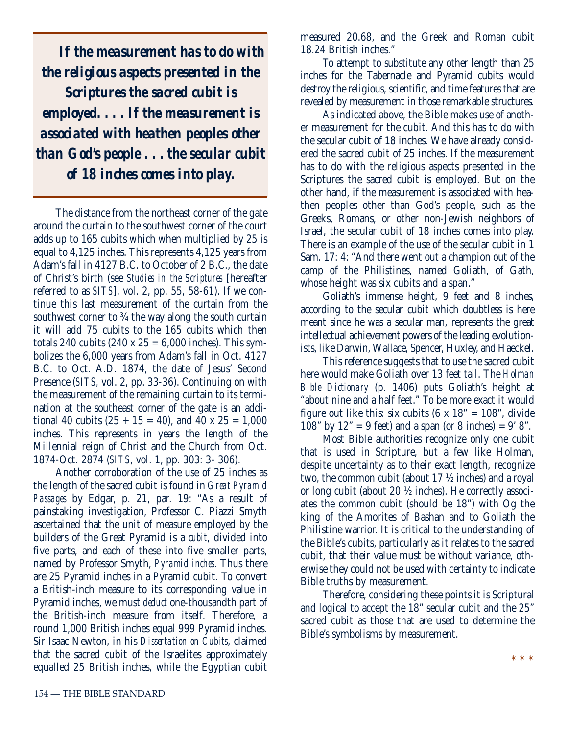> ***If the measurement has to do with the religious aspects presented in the Scriptures the sacred cubit is employed. . . . If the measurement is associated with heathen peoples other than God's people . . . the secular cubit of 18 inches comes into play.***

The distance from the northeast corner of the gate around the curtain to the southwest corner of the court adds up to 165 cubits which when multiplied by 25 is equal to 4,125 inches. This represents 4,125 years from Adam's fall in 4127 B.C. to October of 2 B.C., the date of Christ's birth (see *Studies in the Scriptures* [hereafter referred to as *SITS*], vol. 2, pp. 55, 58-61). If we continue this last measurement of the curtain from the southwest corner to ¾ the way along the south curtain it will add 75 cubits to the 165 cubits which then totals 240 cubits (240 x 25 = 6,000 inches). This symbolizes the 6,000 years from Adam's fall in Oct. 4127 B.C. to Oct. A.D. 1874, the date of Jesus' Second Presence (*SITS,* vol. 2, pp. 33-36). Continuing on with the measurement of the remaining curtain to its termination at the southeast corner of the gate is an additional 40 cubits (25 + 15 = 40), and 40 x 25 = 1,000 inches. This represents in years the length of the Millennial reign of Christ and the Church from Oct. 1874-Oct. 2874 (*SITS*, vol. 1, pp. 303: 3- 306).

Another corroboration of the use of 25 inches as the length of the sacred cubit is found in *Great Pyramid Passages* by Edgar, p. 21, par. 19: "As a result of painstaking investigation, Professor C. Piazzi Smyth ascertained that the unit of measure employed by the builders of the Great Pyramid is a *cubit*, divided into five parts, and each of these into five smaller parts, named by Professor Smyth, *Pyramid inches*. Thus there are 25 Pyramid inches in a Pyramid cubit. To convert a British-inch measure to its corresponding value in Pyramid inches, we must *deduct* one-thousandth part of the British-inch measure from itself. Therefore, a round 1,000 British inches equal 999 Pyramid inches. Sir Isaac Newton, in his *Dissertation on Cubits*, claimed that the sacred cubit of the Israelites approximately equalled 25 British inches, while the Egyptian cubit measured 20.68, and the Greek and Roman cubit 18.24 British inches."

To attempt to substitute any other length than 25 inches for the Tabernacle and Pyramid cubits would destroy the religious, scientific, and time features that are revealed by measurement in those remarkable structures.

As indicated above, the Bible makes use of another measurement for the cubit. And this has to do with the secular cubit of 18 inches. We have already considered the sacred cubit of 25 inches. If the measurement has to do with the religious aspects presented in the Scriptures the sacred cubit is employed. But on the other hand, if the measurement is associated with heathen peoples other than God's people, such as the Greeks, Romans, or other non-Jewish neighbors of Israel, the secular cubit of 18 inches comes into play. There is an example of the use of the secular cubit in 1 Sam. 17: 4: "And there went out a champion out of the camp of the Philistines, named Goliath, of Gath, whose height was six cubits and a span."

Goliath's immense height, 9 feet and 8 inches, according to the secular cubit which doubtless is here meant since he was a secular man, represents the great intellectual achievement powers of the leading evolutionists, like Darwin, Wallace, Spencer, Huxley, and Haeckel.

This reference suggests that to use the sacred cubit here would make Goliath over 13 feet tall. The *Holman Bible Dictionary* (p. 1406) puts Goliath's height at "about nine and a half feet." To be more exact it would figure out like this: six cubits (6 x 18" = 108", divide 108" by 12" = 9 feet) and a span (or 8 inches) = 9' 8".

Most Bible authorities recognize only one cubit that is used in Scripture, but a few like Holman, despite uncertainty as to their exact length, recognize two, the common cubit (about 17 ½ inches) and a royal or long cubit (about 20 ½ inches). He correctly associates the common cubit (should be 18") with Og the king of the Amorites of Bashan and to Goliath the Philistine warrior. It is critical to the understanding of the Bible's cubits, particularly as it relates to the sacred cubit, that their value must be without variance, otherwise they could not be used with certainty to indicate Bible truths by measurement.

Therefore, considering these points it is Scriptural and logical to accept the 18" secular cubit and the 25" sacred cubit as those that are used to determine the Bible's symbolisms by measurement.

\* \* \*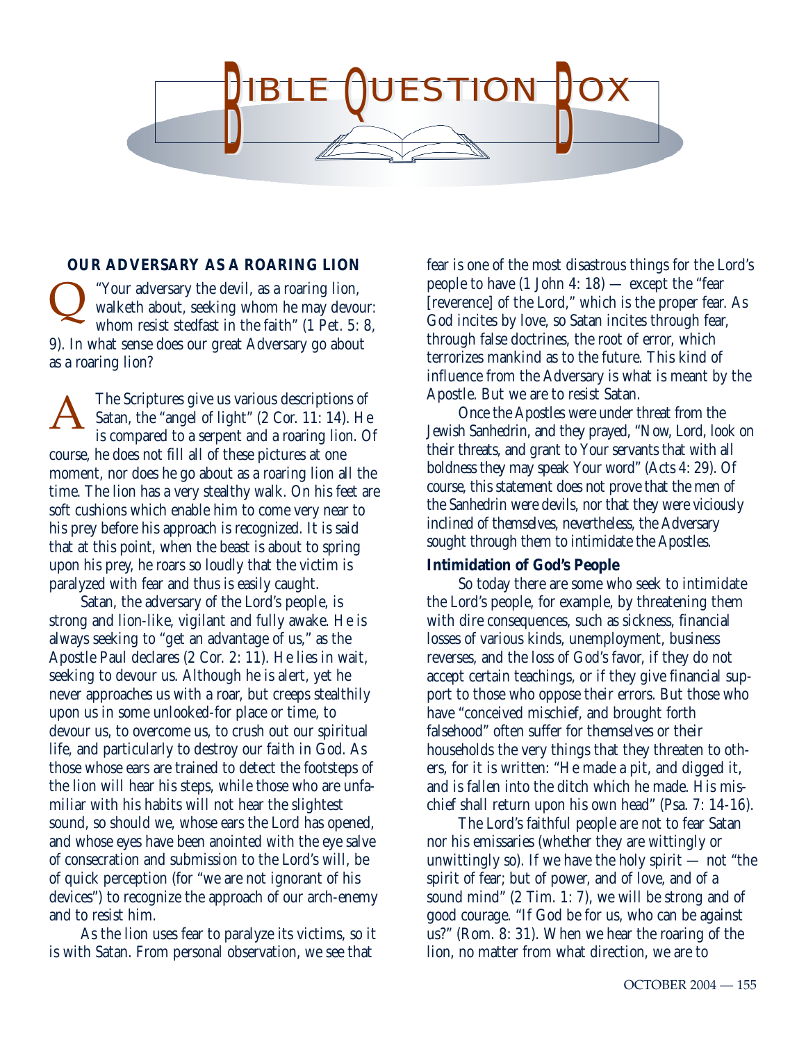# BIBLE QUESTION BOX

## OUR ADVERSARY AS A ROARING LION

Q "Your adversary the devil, as a roaring lion, walketh about, seeking whom he may devour: whom resist stedfast in the faith" (1 Pet. 5: 8, 9). In what sense does our great Adversary go about as a roaring lion?

A The Scriptures give us various descriptions of Satan, the "angel of light" (2 Cor. 11: 14). He is compared to a serpent and a roaring lion. Of course, he does not fill all of these pictures at one moment, nor does he go about as a roaring lion all the time. The lion has a very stealthy walk. On his feet are soft cushions which enable him to come very near to his prey before his approach is recognized. It is said that at this point, when the beast is about to spring upon his prey, he roars so loudly that the victim is paralyzed with fear and thus is easily caught.

Satan, the adversary of the Lord's people, is strong and lion-like, vigilant and fully awake. He is always seeking to "get an advantage of us," as the Apostle Paul declares (2 Cor. 2: 11). He lies in wait, seeking to devour us. Although he is alert, yet he never approaches us with a roar, but creeps stealthily upon us in some unlooked-for place or time, to devour us, to overcome us, to crush out our spiritual life, and particularly to destroy our faith in God. As those whose ears are trained to detect the footsteps of the lion will hear his steps, while those who are unfamiliar with his habits will not hear the slightest sound, so should we, whose ears the Lord has opened, and whose eyes have been anointed with the eye salve of consecration and submission to the Lord's will, be of quick perception (for "we are not ignorant of his devices") to recognize the approach of our arch-enemy and to resist him.

As the lion uses fear to paralyze its victims, so it is with Satan. From personal observation, we see that fear is one of the most disastrous things for the Lord's people to have (1 John 4: 18) — except the "fear [reverence] of the Lord," which is the proper fear. As God incites by love, so Satan incites through fear, through false doctrines, the root of error, which terrorizes mankind as to the future. This kind of influence from the Adversary is what is meant by the Apostle. But we are to resist Satan.

Once the Apostles were under threat from the Jewish Sanhedrin, and they prayed, "Now, Lord, look on their threats, and grant to Your servants that with all boldness they may speak Your word" (Acts 4: 29). Of course, this statement does not prove that the men of the Sanhedrin were devils, nor that they were viciously inclined of themselves, nevertheless, the Adversary sought through them to intimidate the Apostles.

### Intimidation of God's People

So today there are some who seek to intimidate the Lord's people, for example, by threatening them with dire consequences, such as sickness, financial losses of various kinds, unemployment, business reverses, and the loss of God's favor, if they do not accept certain teachings, or if they give financial support to those who oppose their errors. But those who have "conceived mischief, and brought forth falsehood" often suffer for themselves or their households the very things that they threaten to others, for it is written: "He made a pit, and digged it, and is fallen into the ditch which he made. His mischief shall return upon his own head" (Psa. 7: 14-16).

The Lord's faithful people are not to fear Satan nor his emissaries (whether they are wittingly or unwittingly so). If we have the holy spirit — not "the spirit of fear; but of power, and of love, and of a sound mind" (2 Tim. 1: 7), we will be strong and of good courage. "If God be for us, who can be against us?" (Rom. 8: 31). When we hear the roaring of the lion, no matter from what direction, we are to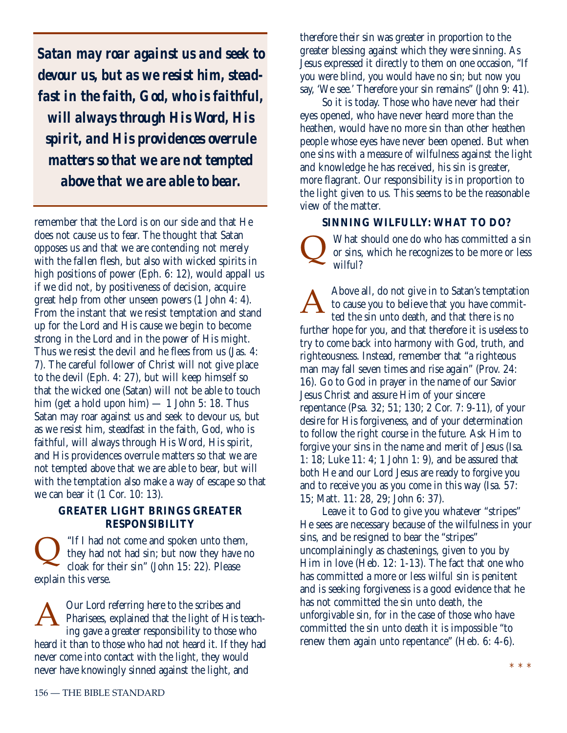> ***Satan may roar against us and seek to devour us, but as we resist him, steadfast in the faith, God, who is faithful, will always through His Word, His spirit, and His providences overrule matters so that we are not tempted above that we are able to bear.***

remember that the Lord is on our side and that He does not cause us to fear. The thought that Satan opposes us and that we are contending not merely with the fallen flesh, but also with wicked spirits in high positions of power (Eph. 6: 12), would appall us if we did not, by positiveness of decision, acquire great help from other unseen powers (1 John 4: 4). From the instant that we resist temptation and stand up for the Lord and His cause we begin to become strong in the Lord and in the power of His might. Thus we resist the devil and he flees from us (Jas. 4: 7). The careful follower of Christ will not give place to the devil (Eph. 4: 27), but will keep himself so that the wicked one (Satan) will not be able to touch him (get a hold upon him) — 1 John 5: 18. Thus Satan may roar against us and seek to devour us, but as we resist him, steadfast in the faith, God, who is faithful, will always through His Word, His spirit, and His providences overrule matters so that we are not tempted above that we are able to bear, but will with the temptation also make a way of escape so that we can bear it (1 Cor. 10: 13).

### GREATER LIGHT BRINGS GREATER RESPONSIBILITY

**Q** "If I had not come and spoken unto them, they had not had sin; but now they have no cloak for their sin" (John 15: 22). Please explain this verse.

**A** Our Lord referring here to the scribes and Pharisees, explained that the light of His teaching gave a greater responsibility to those who heard it than to those who had not heard it. If they had never come into contact with the light, they would never have knowingly sinned against the light, and therefore their sin was greater in proportion to the greater blessing against which they were sinning. As Jesus expressed it directly to them on one occasion, "If you were blind, you would have no sin; but now you say, 'We see.' Therefore your sin remains" (John 9: 41).

So it is today. Those who have never had their eyes opened, who have never heard more than the heathen, would have no more sin than other heathen people whose eyes have never been opened. But when one sins with a measure of wilfulness against the light and knowledge he has received, his sin is greater, more flagrant. Our responsibility is in proportion to the light given to us. This seems to be the reasonable view of the matter.

### SINNING WILFULLY: WHAT TO DO?

**Q** What should one do who has committed a sin or sins, which he recognizes to be more or less wilful?

**A** Above all, do not give in to Satan's temptation to cause you to believe that you have committed the sin unto death, and that there is no further hope for you, and that therefore it is useless to try to come back into harmony with God, truth, and righteousness. Instead, remember that "a righteous man may fall seven times and rise again" (Prov. 24: 16). Go to God in prayer in the name of our Savior Jesus Christ and assure Him of your sincere repentance (Psa. 32; 51; 130; 2 Cor. 7: 9-11), of your desire for His forgiveness, and of your determination to follow the right course in the future. Ask Him to forgive your sins in the name and merit of Jesus (Isa. 1: 18; Luke 11: 4; 1 John 1: 9), and be assured that both He and our Lord Jesus are ready to forgive you and to receive you as you come in this way (Isa. 57: 15; Matt. 11: 28, 29; John 6: 37).

Leave it to God to give you whatever "stripes" He sees are necessary because of the wilfulness in your sins, and be resigned to bear the "stripes" uncomplainingly as chastenings, given to you by Him in love (Heb. 12: 1-13). The fact that one who has committed a more or less wilful sin is penitent and is seeking forgiveness is a good evidence that he has not committed the sin unto death, the unforgivable sin, for in the case of those who have committed the sin unto death it is impossible "to renew them again unto repentance" (Heb. 6: 4-6).

\* \* \*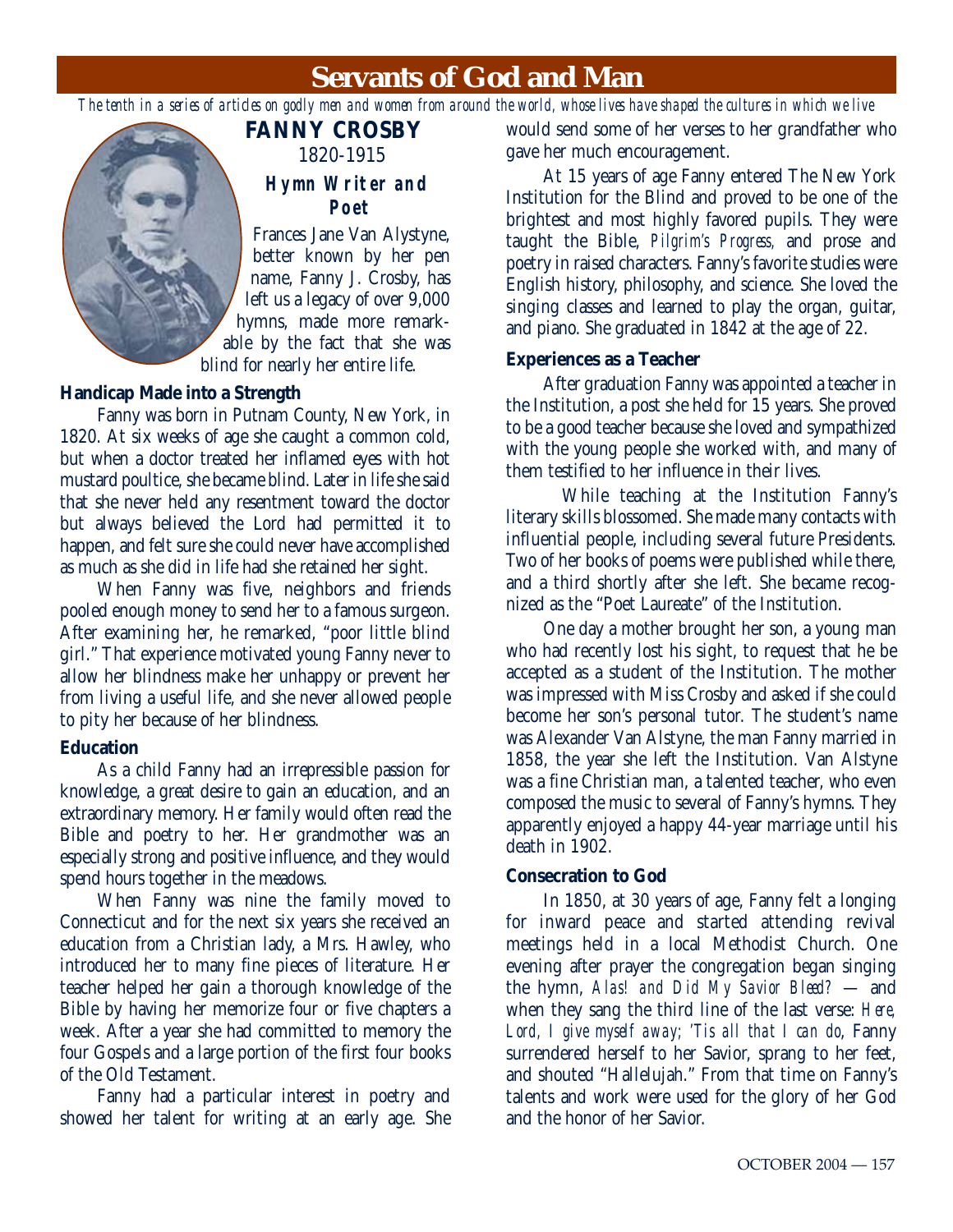# Servants of God and Man

*The tenth in a series of articles on godly men and women from around the world, whose lives have shaped the cultures in which we live*

## FANNY CROSBY

1820-1915

### *Hymn Writer and Poet*

Frances Jane Van Alystyne, better known by her pen name, Fanny J. Crosby, has left us a legacy of over 9,000 hymns, made more remarkable by the fact that she was blind for nearly her entire life.

**Handicap Made into a Strength**

Fanny was born in Putnam County, New York, in 1820. At six weeks of age she caught a common cold, but when a doctor treated her inflamed eyes with hot mustard poultice, she became blind. Later in life she said that she never held any resentment toward the doctor but always believed the Lord had permitted it to happen, and felt sure she could never have accomplished as much as she did in life had she retained her sight.

When Fanny was five, neighbors and friends pooled enough money to send her to a famous surgeon. After examining her, he remarked, "poor little blind girl." That experience motivated young Fanny never to allow her blindness make her unhappy or prevent her from living a useful life, and she never allowed people to pity her because of her blindness.

**Education**

As a child Fanny had an irrepressible passion for knowledge, a great desire to gain an education, and an extraordinary memory. Her family would often read the Bible and poetry to her. Her grandmother was an especially strong and positive influence, and they would spend hours together in the meadows.

When Fanny was nine the family moved to Connecticut and for the next six years she received an education from a Christian lady, a Mrs. Hawley, who introduced her to many fine pieces of literature. Her teacher helped her gain a thorough knowledge of the Bible by having her memorize four or five chapters a week. After a year she had committed to memory the four Gospels and a large portion of the first four books of the Old Testament.

Fanny had a particular interest in poetry and showed her talent for writing at an early age. She would send some of her verses to her grandfather who gave her much encouragement.

At 15 years of age Fanny entered The New York Institution for the Blind and proved to be one of the brightest and most highly favored pupils. They were taught the Bible, *Pilgrim's Progress,* and prose and poetry in raised characters. Fanny's favorite studies were English history, philosophy, and science. She loved the singing classes and learned to play the organ, guitar, and piano. She graduated in 1842 at the age of 22.

**Experiences as a Teacher**

After graduation Fanny was appointed a teacher in the Institution, a post she held for 15 years. She proved to be a good teacher because she loved and sympathized with the young people she worked with, and many of them testified to her influence in their lives.

While teaching at the Institution Fanny's literary skills blossomed. She made many contacts with influential people, including several future Presidents. Two of her books of poems were published while there, and a third shortly after she left. She became recognized as the "Poet Laureate" of the Institution.

One day a mother brought her son, a young man who had recently lost his sight, to request that he be accepted as a student of the Institution. The mother was impressed with Miss Crosby and asked if she could become her son's personal tutor. The student's name was Alexander Van Alstyne, the man Fanny married in 1858, the year she left the Institution. Van Alstyne was a fine Christian man, a talented teacher, who even composed the music to several of Fanny's hymns. They apparently enjoyed a happy 44-year marriage until his death in 1902.

**Consecration to God**

In 1850, at 30 years of age, Fanny felt a longing for inward peace and started attending revival meetings held in a local Methodist Church. One evening after prayer the congregation began singing the hymn, *Alas! and Did My Savior Bleed?* — and when they sang the third line of the last verse: *Here, Lord, I give myself away; 'Tis all that I can do*, Fanny surrendered herself to her Savior, sprang to her feet, and shouted "Hallelujah." From that time on Fanny's talents and work were used for the glory of her God and the honor of her Savior.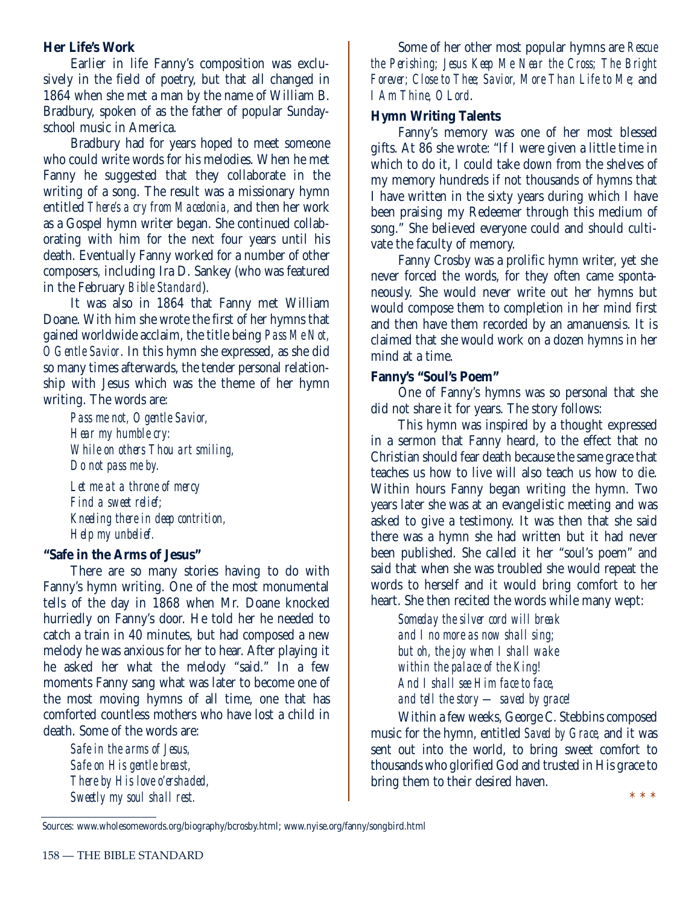**Her Life's Work**

Earlier in life Fanny's composition was exclusively in the field of poetry, but that all changed in 1864 when she met a man by the name of William B. Bradbury, spoken of as the father of popular Sunday-school music in America.

Bradbury had for years hoped to meet someone who could write words for his melodies. When he met Fanny he suggested that they collaborate in the writing of a song. The result was a missionary hymn entitled *There's a cry from Macedonia*, and then her work as a Gospel hymn writer began. She continued collaborating with him for the next four years until his death. Eventually Fanny worked for a number of other composers, including Ira D. Sankey (who was featured in the February *Bible Standard*).

It was also in 1864 that Fanny met William Doane. With him she wrote the first of her hymns that gained worldwide acclaim, the title being *Pass Me Not, O Gentle Savior*. In this hymn she expressed, as she did so many times afterwards, the tender personal relationship with Jesus which was the theme of her hymn writing. The words are:

*Pass me not, O gentle Savior,*
*Hear my humble cry:*
*While on others Thou art smiling,*
*Do not pass me by.*

*Let me at a throne of mercy*
*Find a sweet relief;*
*Kneeling there in deep contrition,*
*Help my unbelief.*

**"Safe in the Arms of Jesus"**

There are so many stories having to do with Fanny's hymn writing. One of the most monumental tells of the day in 1868 when Mr. Doane knocked hurriedly on Fanny's door. He told her he needed to catch a train in 40 minutes, but had composed a new melody he was anxious for her to hear. After playing it he asked her what the melody "said." In a few moments Fanny sang what was later to become one of the most moving hymns of all time, one that has comforted countless mothers who have lost a child in death. Some of the words are:

*Safe in the arms of Jesus,*
*Safe on His gentle breast,*
*There by His love o'ershaded,*
*Sweetly my soul shall rest.*

Some of her other most popular hymns are *Rescue the Perishing; Jesus Keep Me Near the Cross; The Bright Forever; Close to Thee; Savior, More Than Life to Me*; and *I Am Thine, O Lord*.

**Hymn Writing Talents**

Fanny's memory was one of her most blessed gifts. At 86 she wrote: "If I were given a little time in which to do it, I could take down from the shelves of my memory hundreds if not thousands of hymns that I have written in the sixty years during which I have been praising my Redeemer through this medium of song." She believed everyone could and should cultivate the faculty of memory.

Fanny Crosby was a prolific hymn writer, yet she never forced the words, for they often came spontaneously. She would never write out her hymns but would compose them to completion in her mind first and then have them recorded by an amanuensis. It is claimed that she would work on a dozen hymns in her mind at a time.

**Fanny's "Soul's Poem"**

One of Fanny's hymns was so personal that she did not share it for years. The story follows:

This hymn was inspired by a thought expressed in a sermon that Fanny heard, to the effect that no Christian should fear death because the same grace that teaches us how to live will also teach us how to die. Within hours Fanny began writing the hymn. Two years later she was at an evangelistic meeting and was asked to give a testimony. It was then that she said there was a hymn she had written but it had never been published. She called it her "soul's poem" and said that when she was troubled she would repeat the words to herself and it would bring comfort to her heart. She then recited the words while many wept:

*Someday the silver cord will break*
*and I no more as now shall sing;*
*but oh, the joy when I shall wake*
*within the palace of the King!*
*And I shall see Him face to face,*
*and tell the story — saved by grace!*

Within a few weeks, George C. Stebbins composed music for the hymn, entitled *Saved by Grace*, and it was sent out into the world, to bring sweet comfort to thousands who glorified God and trusted in His grace to bring them to their desired haven.

\* \* \*

Sources: www.wholesomewords.org/biography/bcrosby.html; www.nyise.org/fanny/songbird.html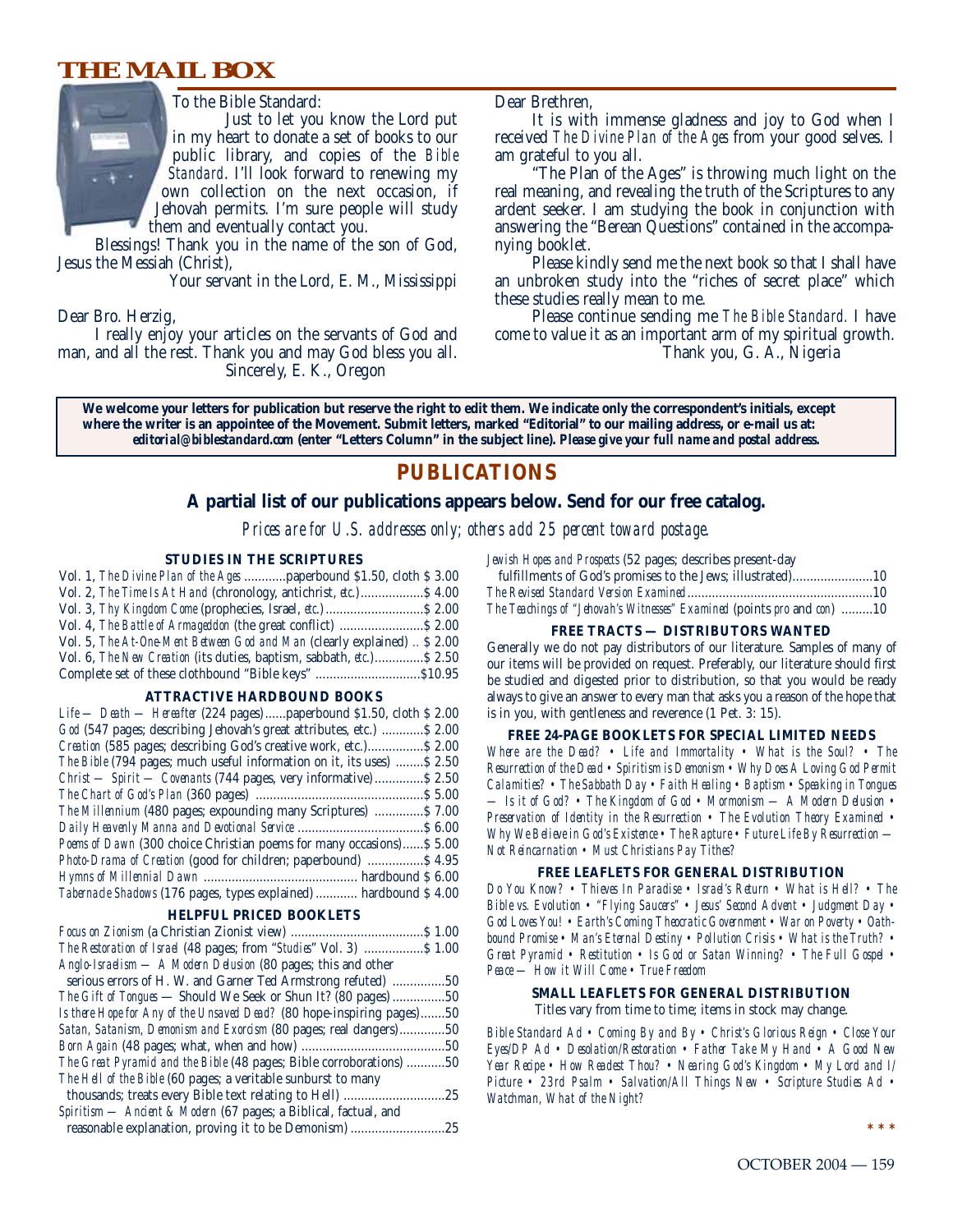# THE MAIL BOX

To the Bible Standard:

Just to let you know the Lord put in my heart to donate a set of books to our public library, and copies of the *Bible Standard*. I'll look forward to renewing my own collection on the next occasion, if Jehovah permits. I'm sure people will study them and eventually contact you.

Blessings! Thank you in the name of the son of God, Jesus the Messiah (Christ),

Your servant in the Lord, E. M., Mississippi

Dear Bro. Herzig,

I really enjoy your articles on the servants of God and man, and all the rest. Thank you and may God bless you all.

Sincerely, E. K., Oregon

Dear Brethren,

It is with immense gladness and joy to God when I received *The Divine Plan of the Ages* from your good selves. I am grateful to you all.

"The Plan of the Ages" is throwing much light on the real meaning, and revealing the truth of the Scriptures to any ardent seeker. I am studying the book in conjunction with answering the "Berean Questions" contained in the accompanying booklet.

Please kindly send me the next book so that I shall have an unbroken study into the "riches of secret place" which these studies really mean to me.

Please continue sending me *The Bible Standard.* I have come to value it as an important arm of my spiritual growth.

Thank you, G. A., Nigeria

**We welcome your letters for publication but reserve the right to edit them. We indicate only the correspondent's initials, except where the writer is an appointee of the Movement. Submit letters, marked "Editorial" to our mailing address, or e-mail us at: *editorial@biblestandard.com* (enter "Letters Column" in the subject line). *Please give your full name and postal address.***

## PUBLICATIONS

### A partial list of our publications appears below. Send for our free catalog.

*Prices are for U.S. addresses only; others add 25 percent toward postage.*

#### STUDIES IN THE SCRIPTURES

- Vol. 1, *The Divine Plan of the Ages* ............paperbound $1.50, cloth $ 3.00
- Vol. 2, *The Time Is At Hand* (chronology, antichrist, *etc.*)..................$ 4.00
- Vol. 3, *Thy Kingdom Come* (prophecies, Israel, *etc.*)............................$ 2.00
- Vol. 4, *The Battle of Armageddon* (the great conflict) ........................$ 2.00
- Vol. 5, *The At-One-Ment Between God and Man* (clearly explained) .. $ 2.00
- Vol. 6, *The New Creation* (its duties, baptism, sabbath, *etc.*)..............$ 2.50
- Complete set of these clothbound "Bible keys" ..............................$10.95

#### ATTRACTIVE HARDBOUND BOOKS

- *Life — Death — Hereafter* (224 pages)......paperbound $1.50, cloth $ 2.00
- *God* (547 pages; describing Jehovah's great attributes, etc.) ............$ 2.00
- *Creation* (585 pages; describing God's creative work, etc.)................$ 2.00
- *The Bible* (794 pages; much useful information on it, its uses) ........$ 2.50
- *Christ — Spirit — Covenants* (744 pages, very informative)..............$ 2.50
- *The Chart of God's Plan* (360 pages) ...............................................$ 5.00
- *The Millennium* (480 pages; expounding many Scriptures) ..............$ 7.00
- *Daily Heavenly Manna and Devotional Service* ...................................$ 6.00
- *Poems of Dawn* (300 choice Christian poems for many occasions)......$ 5.00
- *Photo-Drama of Creation* (good for children; paperbound) ................$ 4.95
- *Hymns of Millennial Dawn* ............................................ hardbound $ 6.00
- *Tabernacle Shadows* (176 pages, types explained)............ hardbound $ 4.00

#### HELPFUL PRICED BOOKLETS

- *Focus on Zionism* (a Christian Zionist view) ......................................$ 1.00
- *The Restoration of Israel* (48 pages; from "*Studies*" Vol. 3) .................$ 1.00
- *Anglo-Israelism — A Modern Delusion* (80 pages; this and other serious errors of H. W. and Garner Ted Armstrong refuted) ...............50
- *The Gift of Tongues* — Should We Seek or Shun It? (80 pages)...............50
- *Is there Hope for Any of the Unsaved Dead?* (80 hope-inspiring pages).......50
- *Satan, Satanism, Demonism and Exorcism* (80 pages; real dangers).............50
- *Born Again* (48 pages; what, when and how) ........................................50
- *The Great Pyramid and the Bible* (48 pages; Bible corroborations) ...........50
- *The Hell of the Bible* (60 pages; a veritable sunburst to many thousands; treats every Bible text relating to Hell) .............................25
- *Spiritism — Ancient & Modern* (67 pages; a Biblical, factual, and reasonable explanation, proving it to be Demonism) ...........................25
- *Jewish Hopes and Prospects* (52 pages; describes present-day fulfillments of God's promises to the Jews; illustrated).......................10
- *The Revised Standard Version Examined*....................................................10
- *The Teachings of "Jehovah's Witnesses" Examined* (points *pro* and *con*) .........10

#### FREE TRACTS — DISTRIBUTORS WANTED

Generally we do not pay distributors of our literature. Samples of many of our items will be provided on request. Preferably, our literature should first be studied and digested prior to distribution, so that you would be ready always to give an answer to every man that asks you a reason of the hope that is in you, with gentleness and reverence (1 Pet. 3: 15).

#### FREE 24-PAGE BOOKLETS FOR SPECIAL LIMITED NEEDS

*Where are the Dead?* • *Life and Immortality* • *What is the Soul?* • *The Resurrection of the Dead* • *Spiritism is Demonism* • *Why Does A Loving God Permit Calamities?* • *The Sabbath Day* • *Faith Healing* • *Baptism* • *Speaking in Tongues — Is it of God?* • *The Kingdom of God* • *Mormonism — A Modern Delusion* • *Preservation of Identity in the Resurrection* • *The Evolution Theory Examined* • *Why We Believe in God's Existence* • *The Rapture* • *Future Life By Resurrection — Not Reincarnation* • *Must Christians Pay Tithes?*

#### FREE LEAFLETS FOR GENERAL DISTRIBUTION

*Do You Know?* • *Thieves In Paradise* • *Israel's Return* • *What is Hell?* • *The Bible vs. Evolution* • *"Flying Saucers"* • *Jesus' Second Advent* • *Judgment Day* • *God Loves You!* • *Earth's Coming Theocratic Government* • *War on Poverty* • *Oath-bound Promise* • *Man's Eternal Destiny* • *Pollution Crisis* • *What is the Truth?* • *Great Pyramid* • *Restitution* • *Is God or Satan Winning?* • *The Full Gospel* • *Peace — How it Will Come* • *True Freedom*

#### SMALL LEAFLETS FOR GENERAL DISTRIBUTION

Titles vary from time to time; items in stock may change.

*Bible Standard Ad* • *Coming By and By* • *Christ's Glorious Reign* • *Close Your Eyes/DP Ad* • *Desolation/Restoration* • *Father Take My Hand* • *A Good New Year Recipe* • *How Readest Thou?* • *Nearing God's Kingdom* • *My Lord and I/ Picture* • *23rd Psalm* • *Salvation/All Things New* • *Scripture Studies Ad* • *Watchman, What of the Night?*

\* \* \*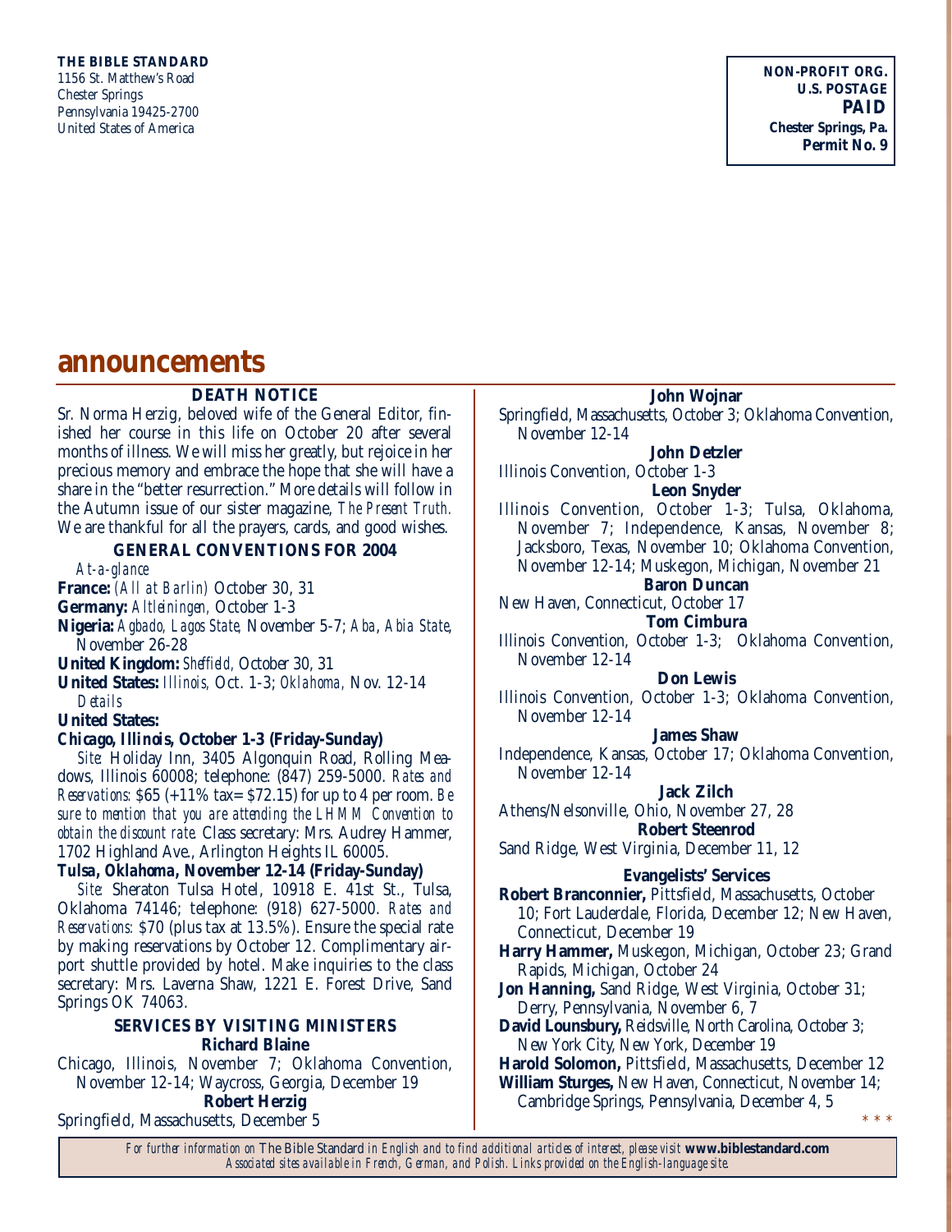**THE BIBLE STANDARD**
1156 St. Matthew's Road
Chester Springs
Pennsylvania 19425-2700
United States of America

**NON-PROFIT ORG.**
**U.S. POSTAGE**
**PAID**
**Chester Springs, Pa.**
**Permit No. 9**

# announcements

### DEATH NOTICE

Sr. Norma Herzig, beloved wife of the General Editor, finished her course in this life on October 20 after several months of illness. We will miss her greatly, but rejoice in her precious memory and embrace the hope that she will have a share in the "better resurrection." More details will follow in the Autumn issue of our sister magazine, *The Present Truth.* We are thankful for all the prayers, cards, and good wishes.

### GENERAL CONVENTIONS FOR 2004

*At-a-glance*

**France:** *(All at Barlin)* October 30, 31
**Germany:** *Altleiningen,* October 1-3
**Nigeria:** *Agbado, Lagos State,* November 5-7; *Aba, Abia State,* November 26-28
**United Kingdom:** *Sheffield,* October 30, 31
**United States:** *Illinois,* Oct. 1-3; *Oklahoma,* Nov. 12-14

*Details*

**United States:**

**Chicago, Illinois, October 1-3 (Friday-Sunday)**

*Site:* Holiday Inn, 3405 Algonquin Road, Rolling Meadows, Illinois 60008; telephone: (847) 259-5000. *Rates and Reservations:* $65 (+11% tax= $72.15) for up to 4 per room. *Be sure to mention that you are attending the LHMM Convention to obtain the discount rate.* Class secretary: Mrs. Audrey Hammer, 1702 Highland Ave., Arlington Heights IL 60005.

**Tulsa, Oklahoma, November 12-14 (Friday-Sunday)**

*Site:* Sheraton Tulsa Hotel, 10918 E. 41st St., Tulsa, Oklahoma 74146; telephone: (918) 627-5000. *Rates and Reservations:* $70 (plus tax at 13.5%). Ensure the special rate by making reservations by October 12. Complimentary airport shuttle provided by hotel. Make inquiries to the class secretary: Mrs. Laverna Shaw, 1221 E. Forest Drive, Sand Springs OK 74063.

### SERVICES BY VISITING MINISTERS

**Richard Blaine**
Chicago, Illinois, November 7; Oklahoma Convention, November 12-14; Waycross, Georgia, December 19

**Robert Herzig**
Springfield, Massachusetts, December 5

**John Wojnar**
Springfield, Massachusetts, October 3; Oklahoma Convention, November 12-14

**John Detzler**
Illinois Convention, October 1-3

**Leon Snyder**
Illinois Convention, October 1-3; Tulsa, Oklahoma, November 7; Independence, Kansas, November 8; Jacksboro, Texas, November 10; Oklahoma Convention, November 12-14; Muskegon, Michigan, November 21

**Baron Duncan**
New Haven, Connecticut, October 17

**Tom Cimbura**
Illinois Convention, October 1-3; Oklahoma Convention, November 12-14

**Don Lewis**
Illinois Convention, October 1-3; Oklahoma Convention, November 12-14

**James Shaw**
Independence, Kansas, October 17; Oklahoma Convention, November 12-14

**Jack Zilch**
Athens/Nelsonville, Ohio, November 27, 28

**Robert Steenrod**
Sand Ridge, West Virginia, December 11, 12

### Evangelists' Services

**Robert Branconnier,** Pittsfield, Massachusetts, October 10; Fort Lauderdale, Florida, December 12; New Haven, Connecticut, December 19
**Harry Hammer,** Muskegon, Michigan, October 23; Grand Rapids, Michigan, October 24
**Jon Hanning,** Sand Ridge, West Virginia, October 31; Derry, Pennsylvania, November 6, 7
**David Lounsbury,** Reidsville, North Carolina, October 3; New York City, New York, December 19
**Harold Solomon,** Pittsfield, Massachusetts, December 12
**William Sturges,** New Haven, Connecticut, November 14; Cambridge Springs, Pennsylvania, December 4, 5

\* \* \*

*For further information on* The Bible Standard *in English and to find additional articles of interest, please visit* **www.biblestandard.com**
*Associated sites available in French, German, and Polish. Links provided on the English-language site.*